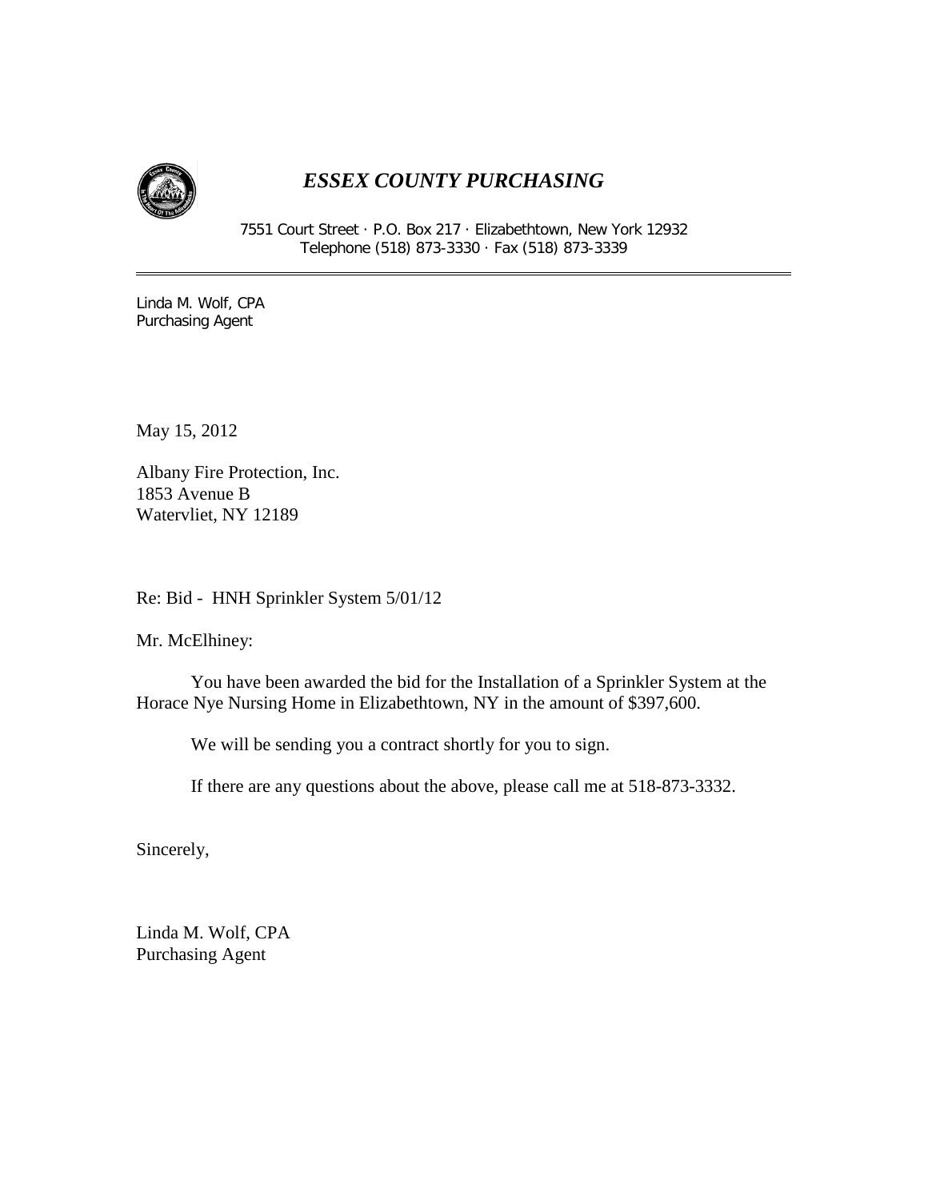# *ESSEX COUNTY PURCHASING*

7551 Court Street · P.O. Box 217 · Elizabethtown, New York 12932
Telephone (518) 873-3330 · Fax (518) 873-3339

---

Linda M. Wolf, CPA
Purchasing Agent

May 15, 2012

Albany Fire Protection, Inc.
1853 Avenue B
Watervliet, NY 12189

Re: Bid - HNH Sprinkler System 5/01/12

Mr. McElhiney:

You have been awarded the bid for the Installation of a Sprinkler System at the Horace Nye Nursing Home in Elizabethtown, NY in the amount of $397,600.

We will be sending you a contract shortly for you to sign.

If there are any questions about the above, please call me at 518-873-3332.

Sincerely,

Linda M. Wolf, CPA
Purchasing Agent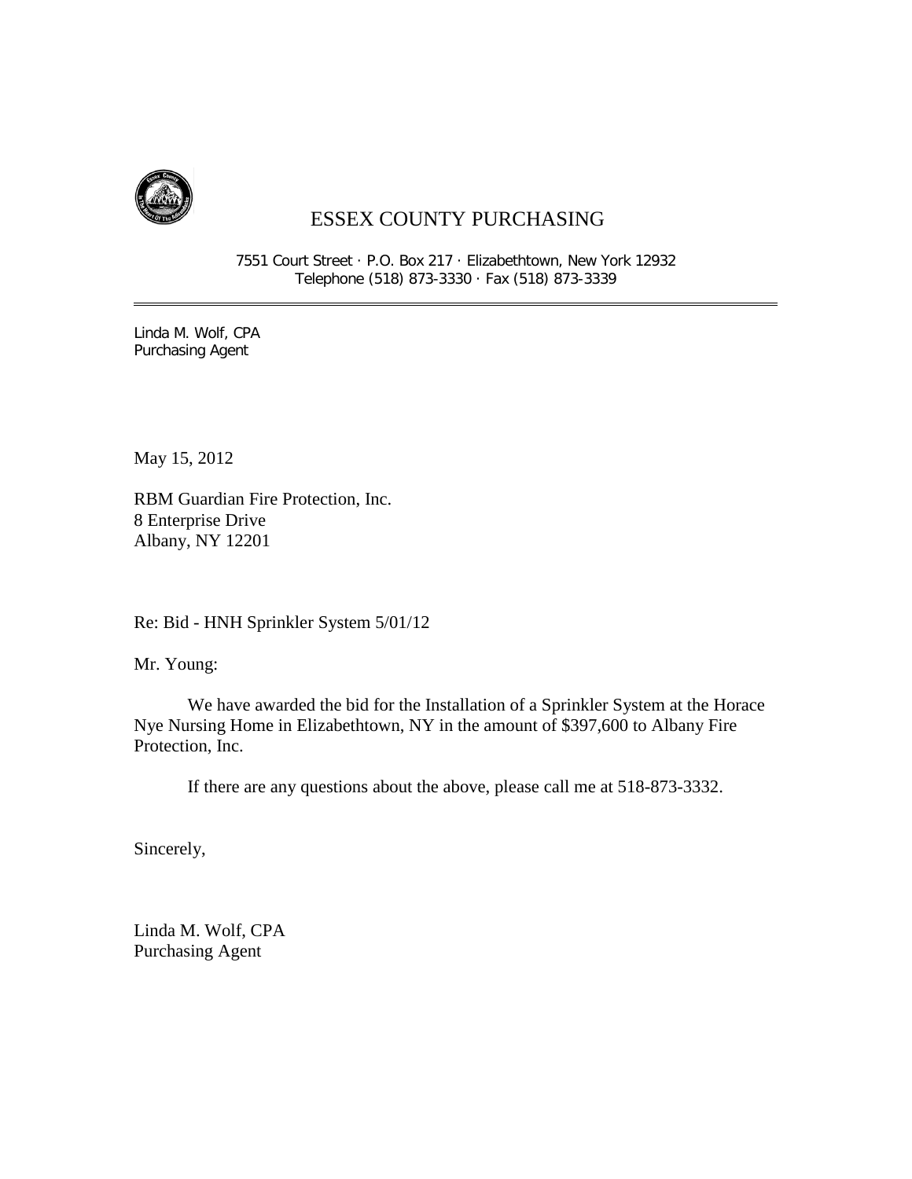# ESSEX COUNTY PURCHASING

7551 Court Street · P.O. Box 217 · Elizabethtown, New York 12932
Telephone (518) 873-3330 · Fax (518) 873-3339

---

Linda M. Wolf, CPA
Purchasing Agent

May 15, 2012

RBM Guardian Fire Protection, Inc.
8 Enterprise Drive
Albany, NY 12201

Re: Bid - HNH Sprinkler System 5/01/12

Mr. Young:

We have awarded the bid for the Installation of a Sprinkler System at the Horace Nye Nursing Home in Elizabethtown, NY in the amount of $397,600 to Albany Fire Protection, Inc.

If there are any questions about the above, please call me at 518-873-3332.

Sincerely,

Linda M. Wolf, CPA
Purchasing Agent